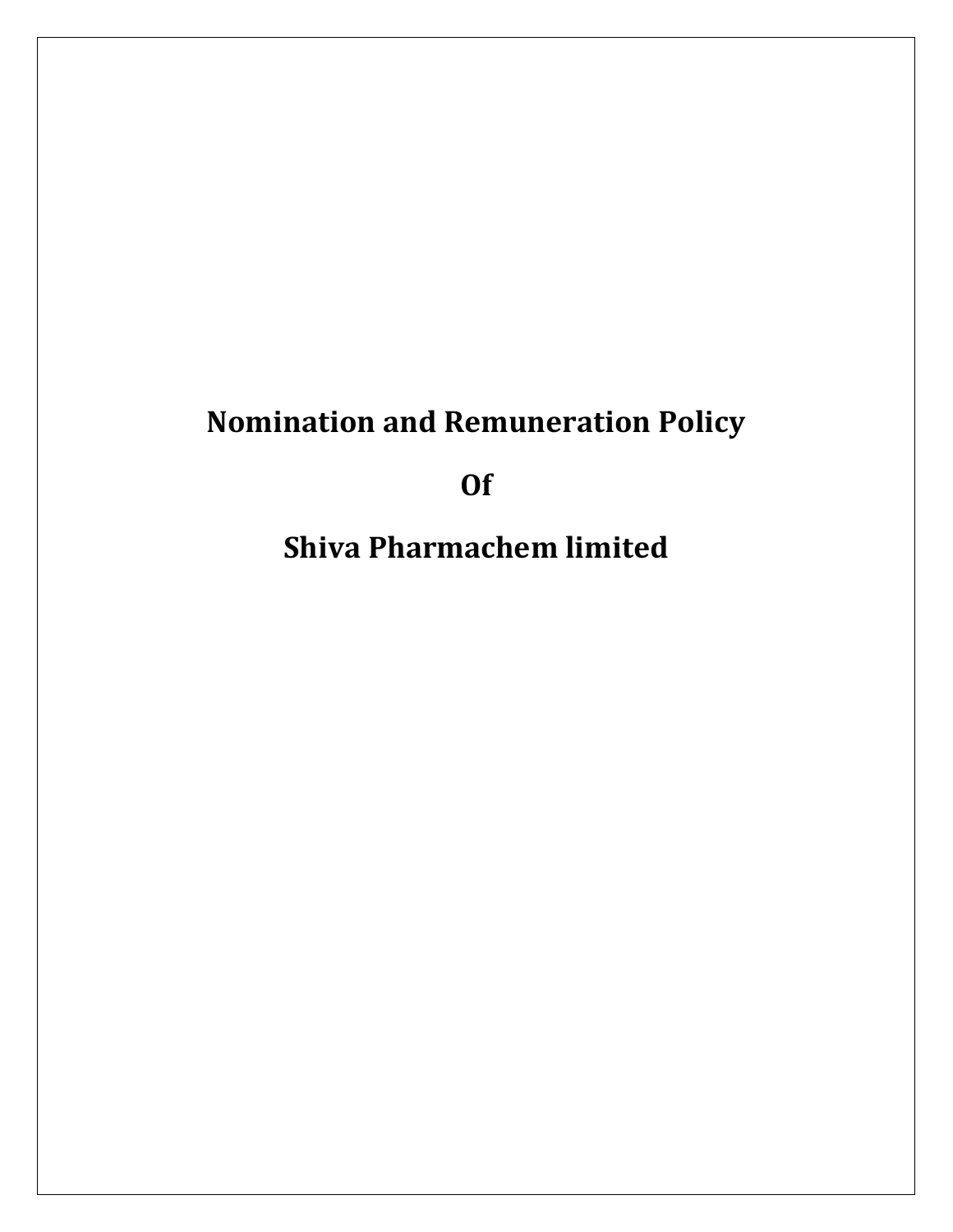# Nomination and Remuneration Policy

# Of

# Shiva Pharmachem limited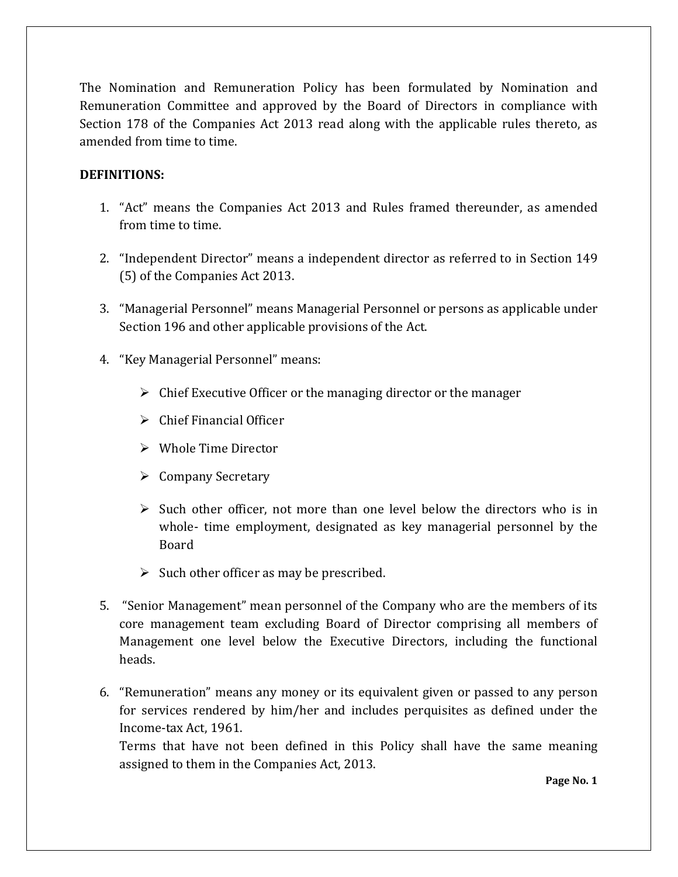The Nomination and Remuneration Policy has been formulated by Nomination and Remuneration Committee and approved by the Board of Directors in compliance with Section 178 of the Companies Act 2013 read along with the applicable rules thereto, as amended from time to time.

**DEFINITIONS:**

1. "Act" means the Companies Act 2013 and Rules framed thereunder, as amended from time to time.

2. "Independent Director" means a independent director as referred to in Section 149 (5) of the Companies Act 2013.

3. "Managerial Personnel" means Managerial Personnel or persons as applicable under Section 196 and other applicable provisions of the Act.

4. "Key Managerial Personnel" means:

   - Chief Executive Officer or the managing director or the manager
   - Chief Financial Officer
   - Whole Time Director
   - Company Secretary
   - Such other officer, not more than one level below the directors who is in whole- time employment, designated as key managerial personnel by the Board
   - Such other officer as may be prescribed.

5. "Senior Management" mean personnel of the Company who are the members of its core management team excluding Board of Director comprising all members of Management one level below the Executive Directors, including the functional heads.

6. "Remuneration" means any money or its equivalent given or passed to any person for services rendered by him/her and includes perquisites as defined under the Income-tax Act, 1961.
   Terms that have not been defined in this Policy shall have the same meaning assigned to them in the Companies Act, 2013.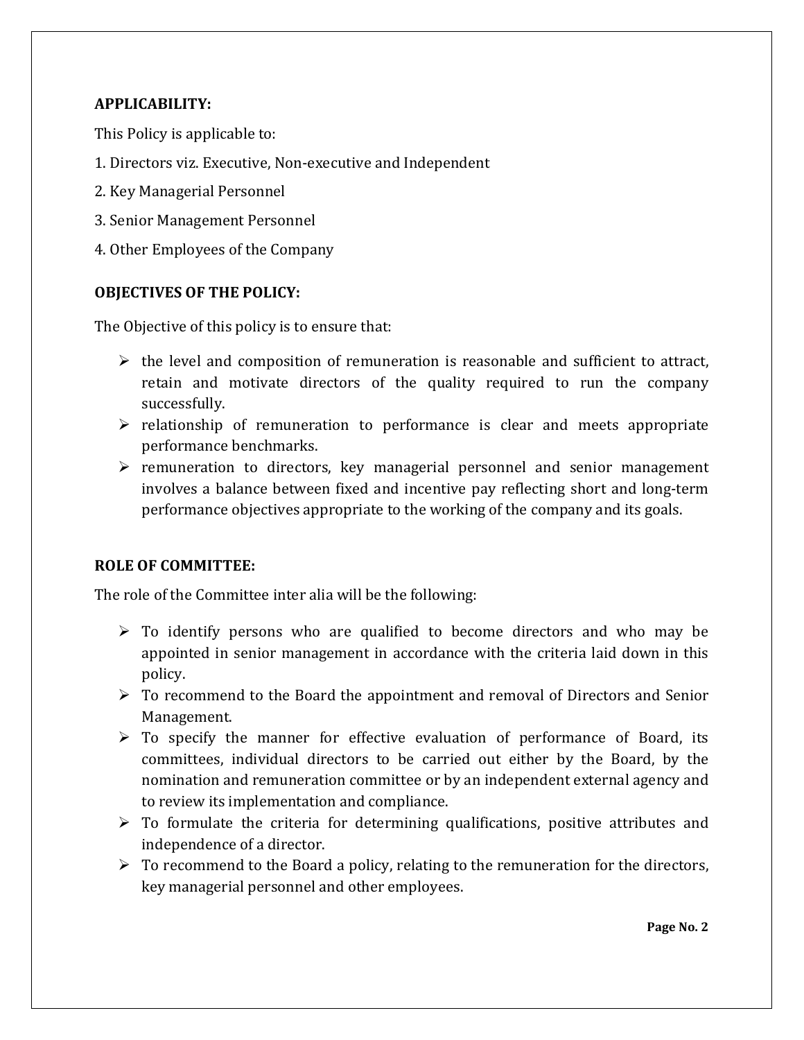**APPLICABILITY:**

This Policy is applicable to:

1. Directors viz. Executive, Non-executive and Independent
2. Key Managerial Personnel
3. Senior Management Personnel
4. Other Employees of the Company

**OBJECTIVES OF THE POLICY:**

The Objective of this policy is to ensure that:

- the level and composition of remuneration is reasonable and sufficient to attract, retain and motivate directors of the quality required to run the company successfully.
- relationship of remuneration to performance is clear and meets appropriate performance benchmarks.
- remuneration to directors, key managerial personnel and senior management involves a balance between fixed and incentive pay reflecting short and long-term performance objectives appropriate to the working of the company and its goals.

**ROLE OF COMMITTEE:**

The role of the Committee inter alia will be the following:

- To identify persons who are qualified to become directors and who may be appointed in senior management in accordance with the criteria laid down in this policy.
- To recommend to the Board the appointment and removal of Directors and Senior Management.
- To specify the manner for effective evaluation of performance of Board, its committees, individual directors to be carried out either by the Board, by the nomination and remuneration committee or by an independent external agency and to review its implementation and compliance.
- To formulate the criteria for determining qualifications, positive attributes and independence of a director.
- To recommend to the Board a policy, relating to the remuneration for the directors, key managerial personnel and other employees.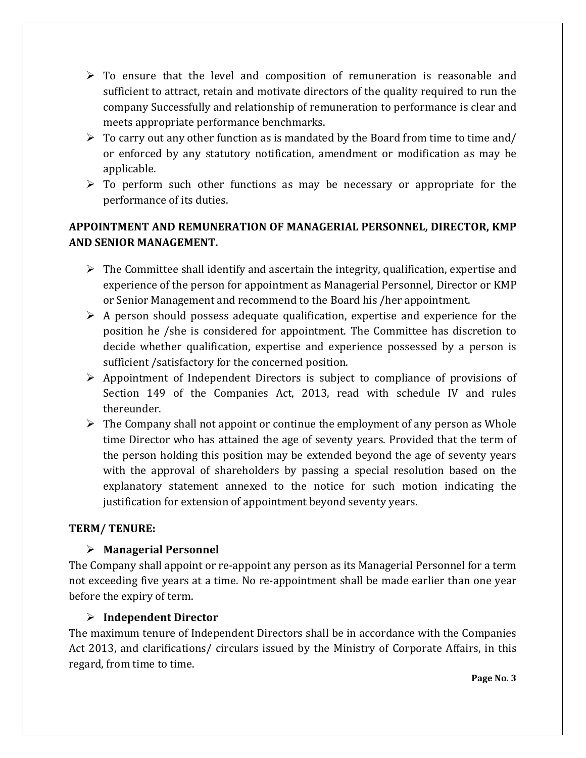- To ensure that the level and composition of remuneration is reasonable and sufficient to attract, retain and motivate directors of the quality required to run the company Successfully and relationship of remuneration to performance is clear and meets appropriate performance benchmarks.
- To carry out any other function as is mandated by the Board from time to time and/ or enforced by any statutory notification, amendment or modification as may be applicable.
- To perform such other functions as may be necessary or appropriate for the performance of its duties.

**APPOINTMENT AND REMUNERATION OF MANAGERIAL PERSONNEL, DIRECTOR, KMP AND SENIOR MANAGEMENT.**

- The Committee shall identify and ascertain the integrity, qualification, expertise and experience of the person for appointment as Managerial Personnel, Director or KMP or Senior Management and recommend to the Board his /her appointment.
- A person should possess adequate qualification, expertise and experience for the position he /she is considered for appointment. The Committee has discretion to decide whether qualification, expertise and experience possessed by a person is sufficient /satisfactory for the concerned position.
- Appointment of Independent Directors is subject to compliance of provisions of Section 149 of the Companies Act, 2013, read with schedule IV and rules thereunder.
- The Company shall not appoint or continue the employment of any person as Whole time Director who has attained the age of seventy years. Provided that the term of the person holding this position may be extended beyond the age of seventy years with the approval of shareholders by passing a special resolution based on the explanatory statement annexed to the notice for such motion indicating the justification for extension of appointment beyond seventy years.

**TERM/ TENURE:**

- **Managerial Personnel**

The Company shall appoint or re-appoint any person as its Managerial Personnel for a term not exceeding five years at a time. No re-appointment shall be made earlier than one year before the expiry of term.

- **Independent Director**

The maximum tenure of Independent Directors shall be in accordance with the Companies Act 2013, and clarifications/ circulars issued by the Ministry of Corporate Affairs, in this regard, from time to time.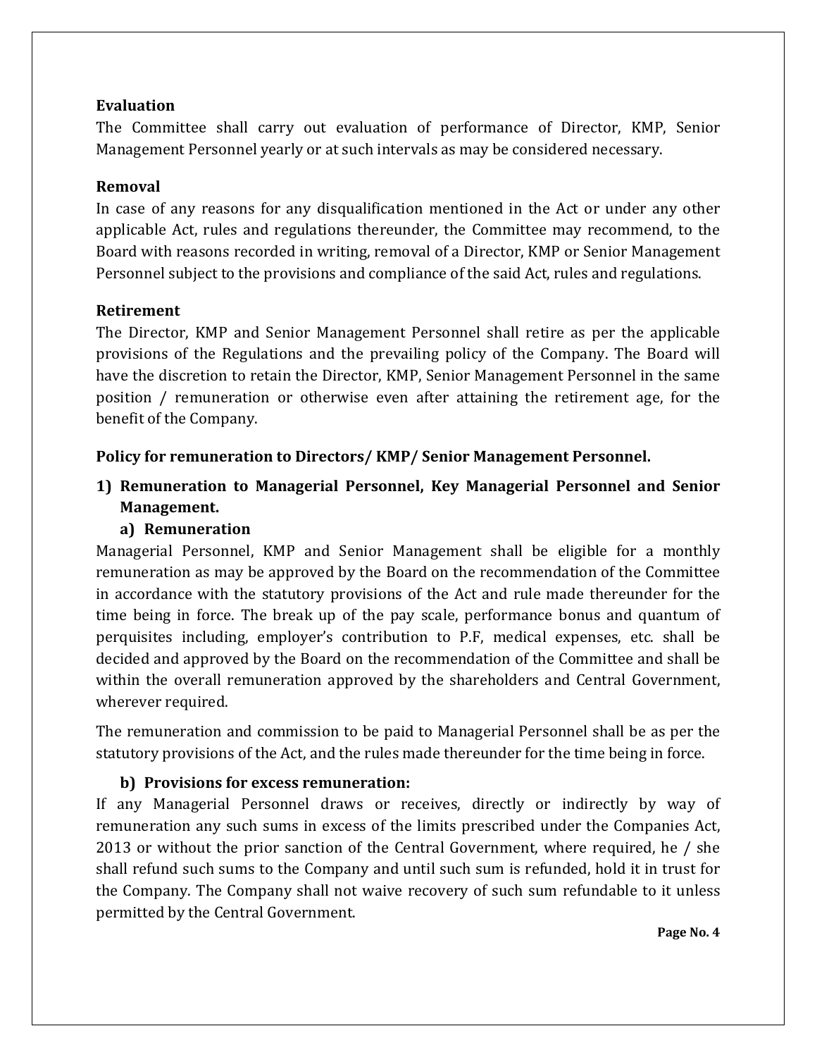**Evaluation**

The Committee shall carry out evaluation of performance of Director, KMP, Senior Management Personnel yearly or at such intervals as may be considered necessary.

**Removal**

In case of any reasons for any disqualification mentioned in the Act or under any other applicable Act, rules and regulations thereunder, the Committee may recommend, to the Board with reasons recorded in writing, removal of a Director, KMP or Senior Management Personnel subject to the provisions and compliance of the said Act, rules and regulations.

**Retirement**

The Director, KMP and Senior Management Personnel shall retire as per the applicable provisions of the Regulations and the prevailing policy of the Company. The Board will have the discretion to retain the Director, KMP, Senior Management Personnel in the same position / remuneration or otherwise even after attaining the retirement age, for the benefit of the Company.

**Policy for remuneration to Directors/ KMP/ Senior Management Personnel.**

**1) Remuneration to Managerial Personnel, Key Managerial Personnel and Senior Management.**

**a) Remuneration**

Managerial Personnel, KMP and Senior Management shall be eligible for a monthly remuneration as may be approved by the Board on the recommendation of the Committee in accordance with the statutory provisions of the Act and rule made thereunder for the time being in force. The break up of the pay scale, performance bonus and quantum of perquisites including, employer's contribution to P.F, medical expenses, etc. shall be decided and approved by the Board on the recommendation of the Committee and shall be within the overall remuneration approved by the shareholders and Central Government, wherever required.

The remuneration and commission to be paid to Managerial Personnel shall be as per the statutory provisions of the Act, and the rules made thereunder for the time being in force.

**b) Provisions for excess remuneration:**

If any Managerial Personnel draws or receives, directly or indirectly by way of remuneration any such sums in excess of the limits prescribed under the Companies Act, 2013 or without the prior sanction of the Central Government, where required, he / she shall refund such sums to the Company and until such sum is refunded, hold it in trust for the Company. The Company shall not waive recovery of such sum refundable to it unless permitted by the Central Government.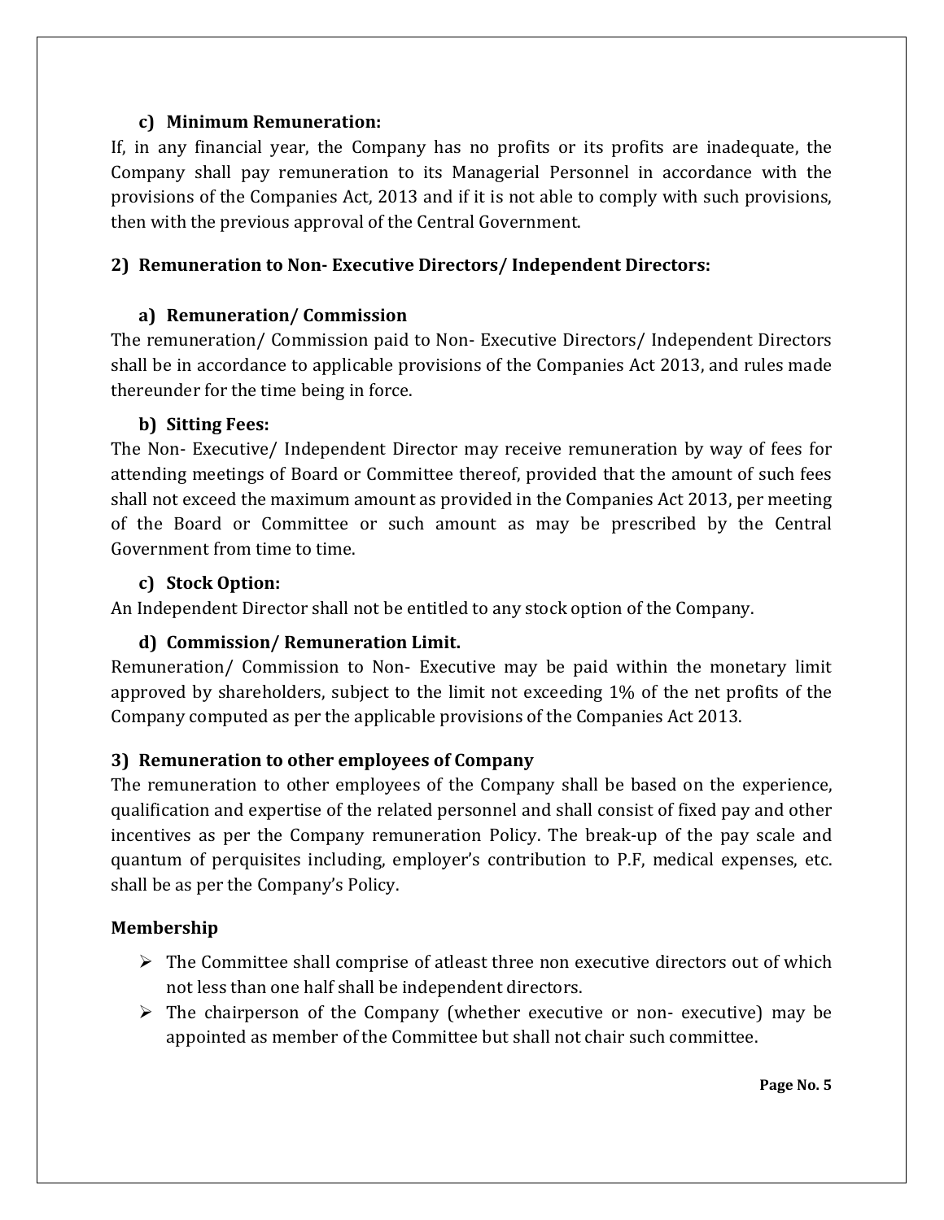### c) Minimum Remuneration:

If, in any financial year, the Company has no profits or its profits are inadequate, the Company shall pay remuneration to its Managerial Personnel in accordance with the provisions of the Companies Act, 2013 and if it is not able to comply with such provisions, then with the previous approval of the Central Government.

## 2) Remuneration to Non- Executive Directors/ Independent Directors:

### a) Remuneration/ Commission

The remuneration/ Commission paid to Non- Executive Directors/ Independent Directors shall be in accordance to applicable provisions of the Companies Act 2013, and rules made thereunder for the time being in force.

### b) Sitting Fees:

The Non- Executive/ Independent Director may receive remuneration by way of fees for attending meetings of Board or Committee thereof, provided that the amount of such fees shall not exceed the maximum amount as provided in the Companies Act 2013, per meeting of the Board or Committee or such amount as may be prescribed by the Central Government from time to time.

### c) Stock Option:

An Independent Director shall not be entitled to any stock option of the Company.

### d) Commission/ Remuneration Limit.

Remuneration/ Commission to Non- Executive may be paid within the monetary limit approved by shareholders, subject to the limit not exceeding 1% of the net profits of the Company computed as per the applicable provisions of the Companies Act 2013.

## 3) Remuneration to other employees of Company

The remuneration to other employees of the Company shall be based on the experience, qualification and expertise of the related personnel and shall consist of fixed pay and other incentives as per the Company remuneration Policy. The break-up of the pay scale and quantum of perquisites including, employer's contribution to P.F, medical expenses, etc. shall be as per the Company's Policy.

## Membership

- The Committee shall comprise of atleast three non executive directors out of which not less than one half shall be independent directors.
- The chairperson of the Company (whether executive or non- executive) may be appointed as member of the Committee but shall not chair such committee.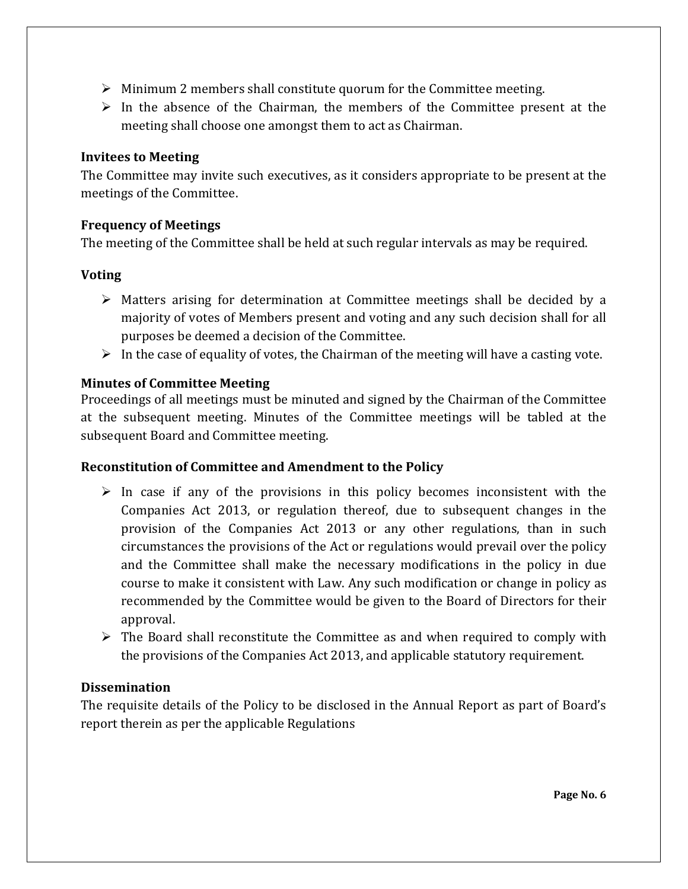- Minimum 2 members shall constitute quorum for the Committee meeting.
- In the absence of the Chairman, the members of the Committee present at the meeting shall choose one amongst them to act as Chairman.

**Invitees to Meeting**

The Committee may invite such executives, as it considers appropriate to be present at the meetings of the Committee.

**Frequency of Meetings**

The meeting of the Committee shall be held at such regular intervals as may be required.

**Voting**

- Matters arising for determination at Committee meetings shall be decided by a majority of votes of Members present and voting and any such decision shall for all purposes be deemed a decision of the Committee.
- In the case of equality of votes, the Chairman of the meeting will have a casting vote.

**Minutes of Committee Meeting**

Proceedings of all meetings must be minuted and signed by the Chairman of the Committee at the subsequent meeting. Minutes of the Committee meetings will be tabled at the subsequent Board and Committee meeting.

**Reconstitution of Committee and Amendment to the Policy**

- In case if any of the provisions in this policy becomes inconsistent with the Companies Act 2013, or regulation thereof, due to subsequent changes in the provision of the Companies Act 2013 or any other regulations, than in such circumstances the provisions of the Act or regulations would prevail over the policy and the Committee shall make the necessary modifications in the policy in due course to make it consistent with Law. Any such modification or change in policy as recommended by the Committee would be given to the Board of Directors for their approval.
- The Board shall reconstitute the Committee as and when required to comply with the provisions of the Companies Act 2013, and applicable statutory requirement.

**Dissemination**

The requisite details of the Policy to be disclosed in the Annual Report as part of Board's report therein as per the applicable Regulations